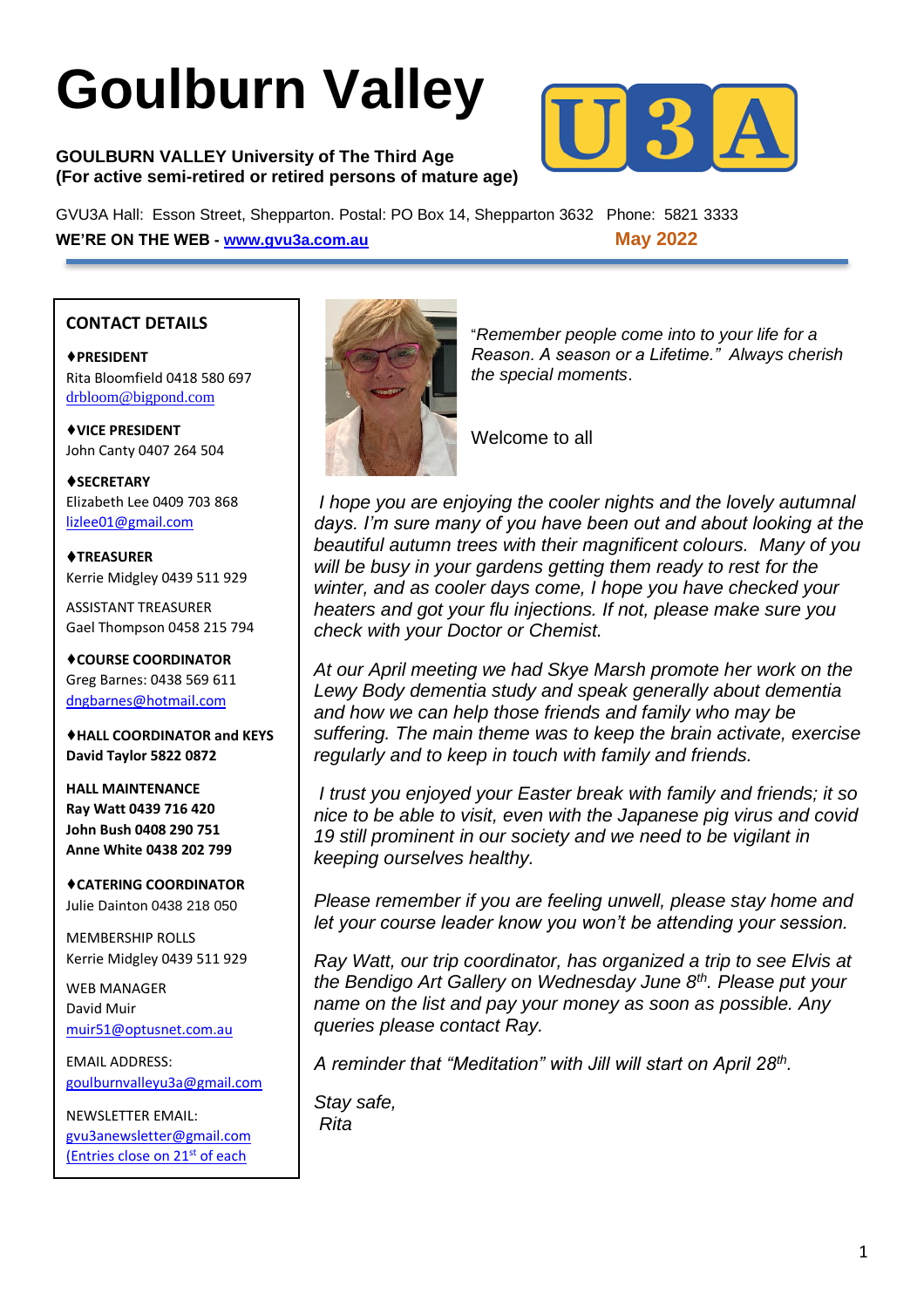# Goulburn Valley

**GOULBURN VALLEY University of The Third Age**
**(For active semi-retired or retired persons of mature age)**

GVU3A Hall: Esson Street, Shepparton. Postal: PO Box 14, Shepparton 3632 Phone: 5821 3333

**WE'RE ON THE WEB - [www.gvu3a.com.au](http://www.gvu3a.com.au)** **May 2022**

## CONTACT DETAILS

**♦PRESIDENT**
Rita Bloomfield 0418 580 697
drbloom@bigpond.com

**♦VICE PRESIDENT**
John Canty 0407 264 504

**♦SECRETARY**
Elizabeth Lee 0409 703 868
lizlee01@gmail.com

**♦TREASURER**
Kerrie Midgley 0439 511 929

ASSISTANT TREASURER
Gael Thompson 0458 215 794

**♦COURSE COORDINATOR**
Greg Barnes: 0438 569 611
dngbarnes@hotmail.com

**♦HALL COORDINATOR and KEYS**
**David Taylor 5822 0872**

**HALL MAINTENANCE**
**Ray Watt 0439 716 420**
**John Bush 0408 290 751**
**Anne White 0438 202 799**

**♦CATERING COORDINATOR**
Julie Dainton 0438 218 050

MEMBERSHIP ROLLS
Kerrie Midgley 0439 511 929

WEB MANAGER
David Muir
muir51@optusnet.com.au

EMAIL ADDRESS:
goulburnvalleyu3a@gmail.com

NEWSLETTER EMAIL:
gvu3anewsletter@gmail.com
(Entries close on 21st of each

"*Remember people come into your life for a Reason. A season or a Lifetime." Always cherish the special moments*.

Welcome to all

*I hope you are enjoying the cooler nights and the lovely autumnal days. I'm sure many of you have been out and about looking at the beautiful autumn trees with their magnificent colours. Many of you will be busy in your gardens getting them ready to rest for the winter, and as cooler days come, I hope you have checked your heaters and got your flu injections. If not, please make sure you check with your Doctor or Chemist.*

*At our April meeting we had Skye Marsh promote her work on the Lewy Body dementia study and speak generally about dementia and how we can help those friends and family who may be suffering. The main theme was to keep the brain activate, exercise regularly and to keep in touch with family and friends.*

*I trust you enjoyed your Easter break with family and friends; it so nice to be able to visit, even with the Japanese pig virus and covid 19 still prominent in our society and we need to be vigilant in keeping ourselves healthy.*

*Please remember if you are feeling unwell, please stay home and let your course leader know you won't be attending your session.*

*Ray Watt, our trip coordinator, has organized a trip to see Elvis at the Bendigo Art Gallery on Wednesday June 8th. Please put your name on the list and pay your money as soon as possible. Any queries please contact Ray.*

*A reminder that "Meditation" with Jill will start on April 28th.*

*Stay safe,*
*Rita*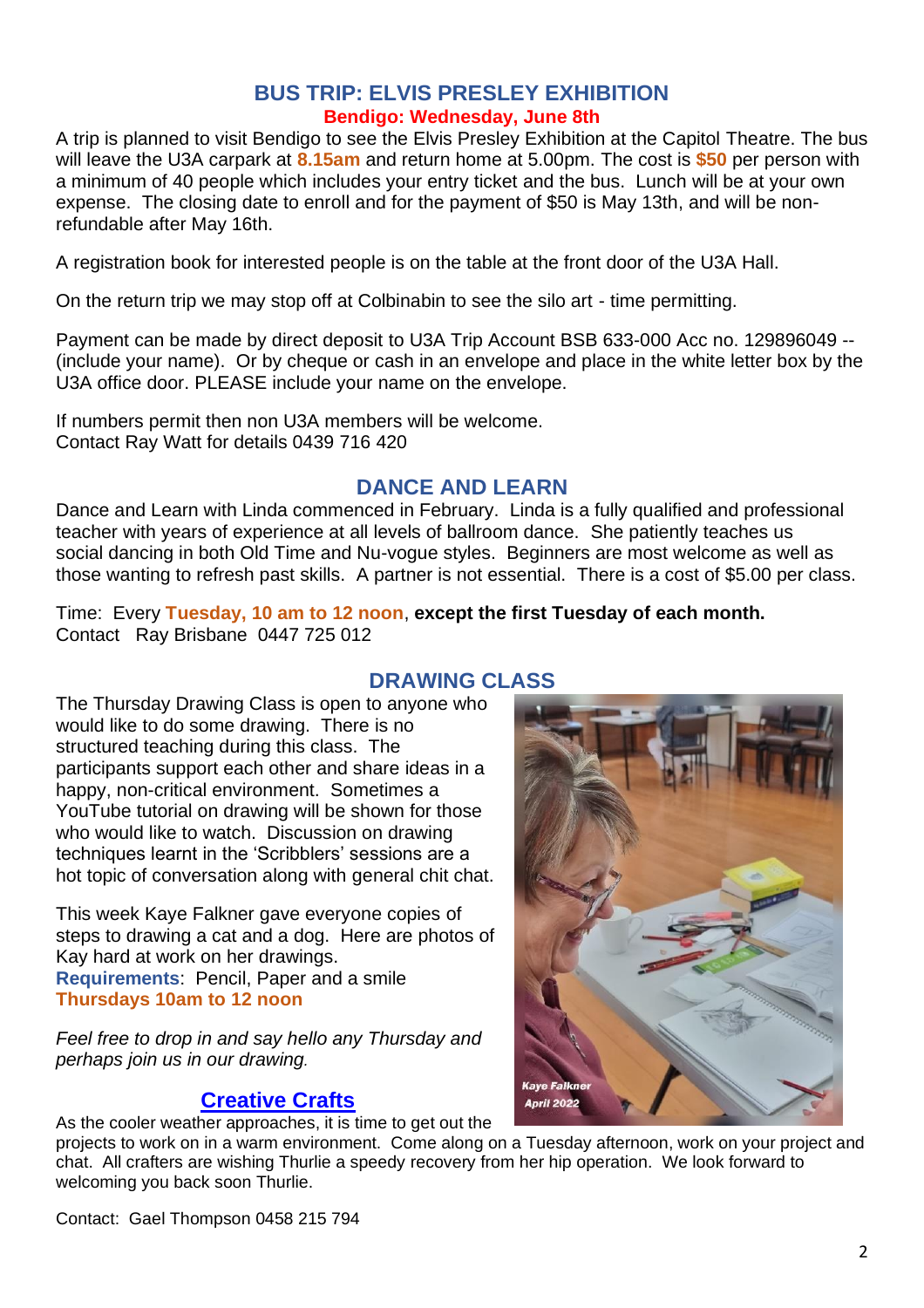## BUS TRIP: ELVIS PRESLEY EXHIBITION

**Bendigo: Wednesday, June 8th**

A trip is planned to visit Bendigo to see the Elvis Presley Exhibition at the Capitol Theatre. The bus will leave the U3A carpark at **8.15am** and return home at 5.00pm. The cost is **$50** per person with a minimum of 40 people which includes your entry ticket and the bus. Lunch will be at your own expense. The closing date to enroll and for the payment of $50 is May 13th, and will be non-refundable after May 16th.

A registration book for interested people is on the table at the front door of the U3A Hall.

On the return trip we may stop off at Colbinabin to see the silo art - time permitting.

Payment can be made by direct deposit to U3A Trip Account BSB 633-000 Acc no. 129896049 -- (include your name). Or by cheque or cash in an envelope and place in the white letter box by the U3A office door. PLEASE include your name on the envelope.

If numbers permit then non U3A members will be welcome.
Contact Ray Watt for details 0439 716 420

## DANCE AND LEARN

Dance and Learn with Linda commenced in February. Linda is a fully qualified and professional teacher with years of experience at all levels of ballroom dance. She patiently teaches us social dancing in both Old Time and Nu-vogue styles. Beginners are most welcome as well as those wanting to refresh past skills. A partner is not essential. There is a cost of $5.00 per class.

Time: Every **Tuesday, 10 am to 12 noon**, **except the first Tuesday of each month.**
Contact Ray Brisbane 0447 725 012

## DRAWING CLASS

The Thursday Drawing Class is open to anyone who would like to do some drawing. There is no structured teaching during this class. The participants support each other and share ideas in a happy, non-critical environment. Sometimes a YouTube tutorial on drawing will be shown for those who would like to watch. Discussion on drawing techniques learnt in the 'Scribblers' sessions are a hot topic of conversation along with general chit chat.

This week Kaye Falkner gave everyone copies of steps to drawing a cat and a dog. Here are photos of Kay hard at work on her drawings.

**Requirements**: Pencil, Paper and a smile
**Thursdays 10am to 12 noon**

*Feel free to drop in and say hello any Thursday and perhaps join us in our drawing.*

Kaye Falkner
April 2022

## Creative Crafts

As the cooler weather approaches, it is time to get out the projects to work on in a warm environment. Come along on a Tuesday afternoon, work on your project and chat. All crafters are wishing Thurlie a speedy recovery from her hip operation. We look forward to welcoming you back soon Thurlie.

Contact: Gael Thompson 0458 215 794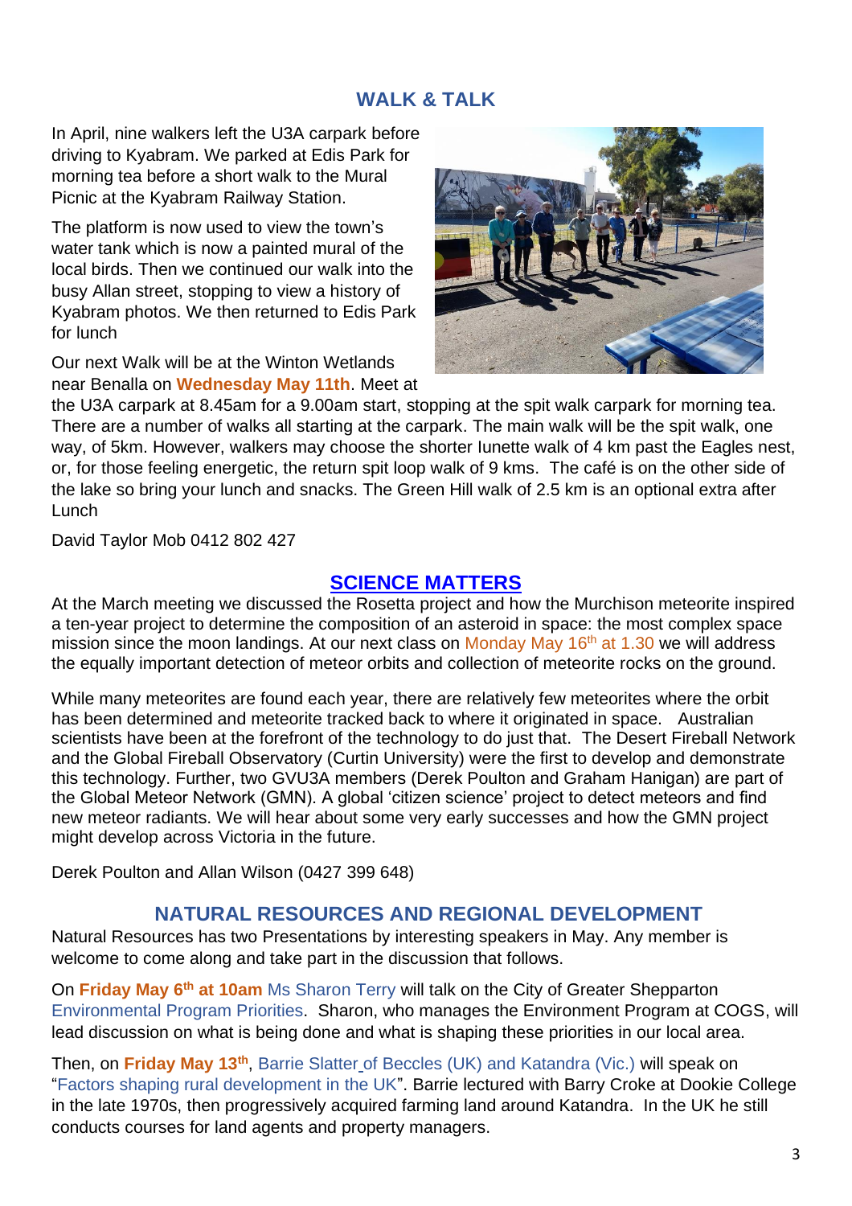## WALK & TALK

In April, nine walkers left the U3A carpark before driving to Kyabram. We parked at Edis Park for morning tea before a short walk to the Mural Picnic at the Kyabram Railway Station.

The platform is now used to view the town's water tank which is now a painted mural of the local birds. Then we continued our walk into the busy Allan street, stopping to view a history of Kyabram photos. We then returned to Edis Park for lunch

Our next Walk will be at the Winton Wetlands near Benalla on **Wednesday May 11th**. Meet at the U3A carpark at 8.45am for a 9.00am start, stopping at the spit walk carpark for morning tea. There are a number of walks all starting at the carpark. The main walk will be the spit walk, one way, of 5km. However, walkers may choose the shorter lunette walk of 4 km past the Eagles nest, or, for those feeling energetic, the return spit loop walk of 9 kms. The café is on the other side of the lake so bring your lunch and snacks. The Green Hill walk of 2.5 km is an optional extra after Lunch

David Taylor Mob 0412 802 427

## SCIENCE MATTERS

At the March meeting we discussed the Rosetta project and how the Murchison meteorite inspired a ten-year project to determine the composition of an asteroid in space: the most complex space mission since the moon landings. At our next class on Monday May 16th at 1.30 we will address the equally important detection of meteor orbits and collection of meteorite rocks on the ground.

While many meteorites are found each year, there are relatively few meteorites where the orbit has been determined and meteorite tracked back to where it originated in space. Australian scientists have been at the forefront of the technology to do just that. The Desert Fireball Network and the Global Fireball Observatory (Curtin University) were the first to develop and demonstrate this technology. Further, two GVU3A members (Derek Poulton and Graham Hanigan) are part of the Global Meteor Network (GMN). A global 'citizen science' project to detect meteors and find new meteor radiants. We will hear about some very early successes and how the GMN project might develop across Victoria in the future.

Derek Poulton and Allan Wilson (0427 399 648)

## NATURAL RESOURCES AND REGIONAL DEVELOPMENT

Natural Resources has two Presentations by interesting speakers in May. Any member is welcome to come along and take part in the discussion that follows.

On **Friday May 6th at 10am** Ms Sharon Terry will talk on the City of Greater Shepparton Environmental Program Priorities. Sharon, who manages the Environment Program at COGS, will lead discussion on what is being done and what is shaping these priorities in our local area.

Then, on **Friday May 13th**, Barrie Slatter of Beccles (UK) and Katandra (Vic.) will speak on "Factors shaping rural development in the UK". Barrie lectured with Barry Croke at Dookie College in the late 1970s, then progressively acquired farming land around Katandra. In the UK he still conducts courses for land agents and property managers.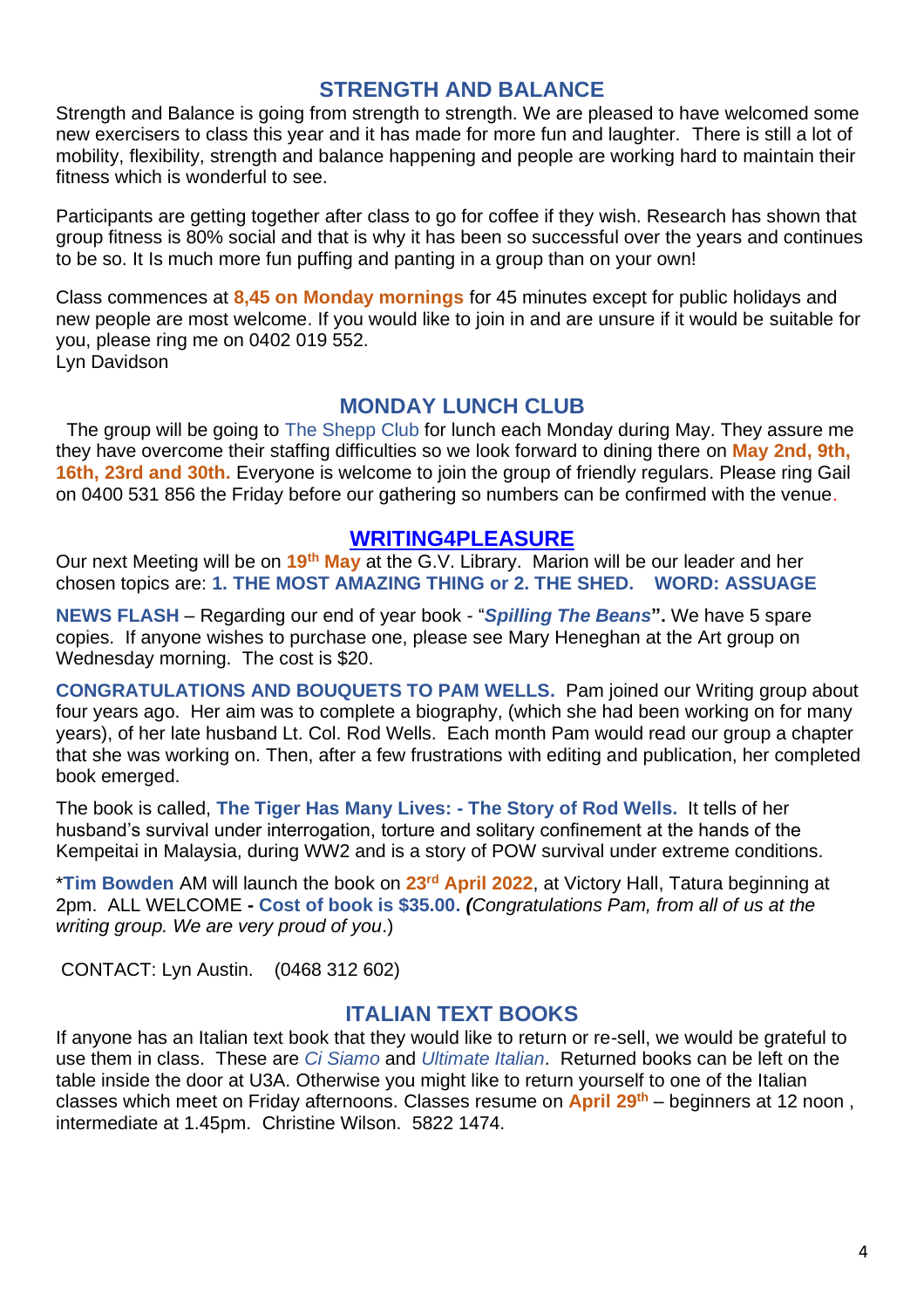## STRENGTH AND BALANCE

Strength and Balance is going from strength to strength. We are pleased to have welcomed some new exercisers to class this year and it has made for more fun and laughter. There is still a lot of mobility, flexibility, strength and balance happening and people are working hard to maintain their fitness which is wonderful to see.

Participants are getting together after class to go for coffee if they wish. Research has shown that group fitness is 80% social and that is why it has been so successful over the years and continues to be so. It Is much more fun puffing and panting in a group than on your own!

Class commences at **8,45 on Monday mornings** for 45 minutes except for public holidays and new people are most welcome. If you would like to join in and are unsure if it would be suitable for you, please ring me on 0402 019 552.
Lyn Davidson

## MONDAY LUNCH CLUB

The group will be going to The Shepp Club for lunch each Monday during May. They assure me they have overcome their staffing difficulties so we look forward to dining there on **May 2nd, 9th, 16th, 23rd and 30th.** Everyone is welcome to join the group of friendly regulars. Please ring Gail on 0400 531 856 the Friday before our gathering so numbers can be confirmed with the venue.

## WRITING4PLEASURE

Our next Meeting will be on **19th May** at the G.V. Library. Marion will be our leader and her chosen topics are: **1. THE MOST AMAZING THING or 2. THE SHED. WORD: ASSUAGE**

**NEWS FLASH** – Regarding our end of year book - "***Spilling The Beans***". We have 5 spare copies. If anyone wishes to purchase one, please see Mary Heneghan at the Art group on Wednesday morning. The cost is $20.

**CONGRATULATIONS AND BOUQUETS TO PAM WELLS.** Pam joined our Writing group about four years ago. Her aim was to complete a biography, (which she had been working on for many years), of her late husband Lt. Col. Rod Wells. Each month Pam would read our group a chapter that she was working on. Then, after a few frustrations with editing and publication, her completed book emerged.

The book is called, **The Tiger Has Many Lives: - The Story of Rod Wells.** It tells of her husband's survival under interrogation, torture and solitary confinement at the hands of the Kempeitai in Malaysia, during WW2 and is a story of POW survival under extreme conditions.

\***Tim Bowden** AM will launch the book on **23rd April 2022**, at Victory Hall, Tatura beginning at 2pm. ALL WELCOME **- Cost of book is $35.00.** *(Congratulations Pam, from all of us at the writing group. We are very proud of you*.)

CONTACT: Lyn Austin. (0468 312 602)

## ITALIAN TEXT BOOKS

If anyone has an Italian text book that they would like to return or re-sell, we would be grateful to use them in class. These are *Ci Siamo* and *Ultimate Italian*. Returned books can be left on the table inside the door at U3A. Otherwise you might like to return yourself to one of the Italian classes which meet on Friday afternoons. Classes resume on **April 29th** – beginners at 12 noon , intermediate at 1.45pm. Christine Wilson. 5822 1474.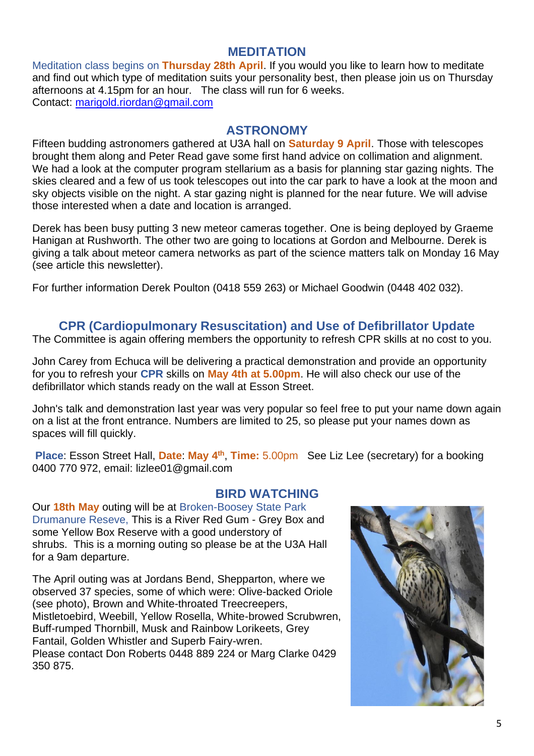## MEDITATION

Meditation class begins on **Thursday 28th April**. If you would you like to learn how to meditate and find out which type of meditation suits your personality best, then please join us on Thursday afternoons at 4.15pm for an hour. The class will run for 6 weeks.
Contact: marigold.riordan@gmail.com

## ASTRONOMY

Fifteen budding astronomers gathered at U3A hall on **Saturday 9 April**. Those with telescopes brought them along and Peter Read gave some first hand advice on collimation and alignment. We had a look at the computer program stellarium as a basis for planning star gazing nights. The skies cleared and a few of us took telescopes out into the car park to have a look at the moon and sky objects visible on the night. A star gazing night is planned for the near future. We will advise those interested when a date and location is arranged.

Derek has been busy putting 3 new meteor cameras together. One is being deployed by Graeme Hanigan at Rushworth. The other two are going to locations at Gordon and Melbourne. Derek is giving a talk about meteor camera networks as part of the science matters talk on Monday 16 May (see article this newsletter).

For further information Derek Poulton (0418 559 263) or Michael Goodwin (0448 402 032).

## CPR (Cardiopulmonary Resuscitation) and Use of Defibrillator Update

The Committee is again offering members the opportunity to refresh CPR skills at no cost to you.

John Carey from Echuca will be delivering a practical demonstration and provide an opportunity for you to refresh your **CPR** skills on **May 4th at 5.00pm**. He will also check our use of the defibrillator which stands ready on the wall at Esson Street.

John's talk and demonstration last year was very popular so feel free to put your name down again on a list at the front entrance. Numbers are limited to 25, so please put your names down as spaces will fill quickly.

**Place**: Esson Street Hall, **Date**: **May 4th**, **Time:** 5.00pm See Liz Lee (secretary) for a booking 0400 770 972, email: lizlee01@gmail.com

## BIRD WATCHING

Our **18th May** outing will be at Broken-Boosey State Park Drumanure Reseve, This is a River Red Gum - Grey Box and some Yellow Box Reserve with a good understory of shrubs. This is a morning outing so please be at the U3A Hall for a 9am departure.

The April outing was at Jordans Bend, Shepparton, where we observed 37 species, some of which were: Olive-backed Oriole (see photo), Brown and White-throated Treecreepers, Mistletoebird, Weebill, Yellow Rosella, White-browed Scrubwren, Buff-rumped Thornbill, Musk and Rainbow Lorikeets, Grey Fantail, Golden Whistler and Superb Fairy-wren.
Please contact Don Roberts 0448 889 224 or Marg Clarke 0429 350 875.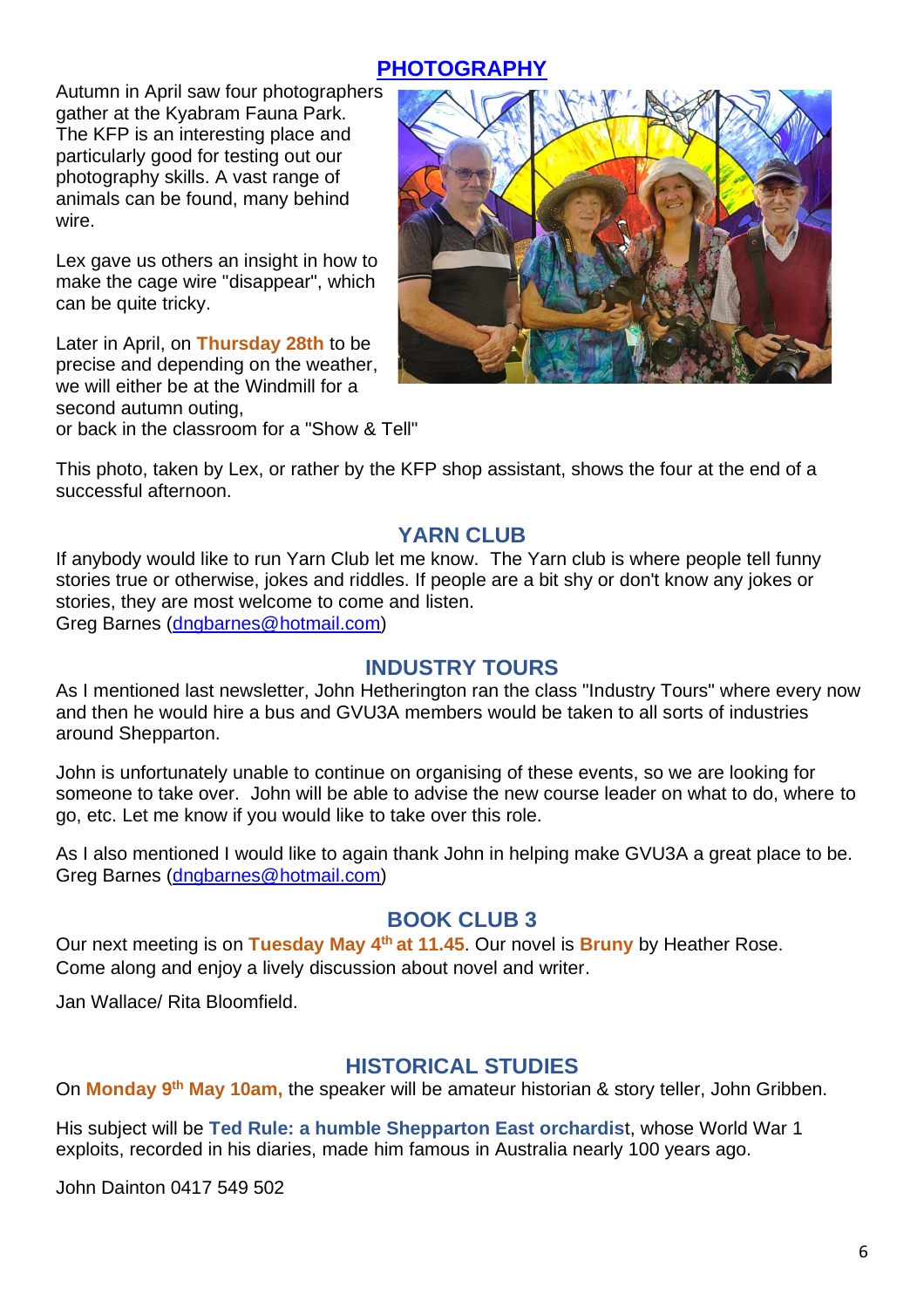## PHOTOGRAPHY

Autumn in April saw four photographers gather at the Kyabram Fauna Park. The KFP is an interesting place and particularly good for testing out our photography skills. A vast range of animals can be found, many behind wire.

Lex gave us others an insight in how to make the cage wire "disappear", which can be quite tricky.

Later in April, on **Thursday 28th** to be precise and depending on the weather, we will either be at the Windmill for a second autumn outing,
or back in the classroom for a "Show & Tell"

This photo, taken by Lex, or rather by the KFP shop assistant, shows the four at the end of a successful afternoon.

## YARN CLUB

If anybody would like to run Yarn Club let me know. The Yarn club is where people tell funny stories true or otherwise, jokes and riddles. If people are a bit shy or don't know any jokes or stories, they are most welcome to come and listen.
Greg Barnes (dngbarnes@hotmail.com)

## INDUSTRY TOURS

As I mentioned last newsletter, John Hetherington ran the class "Industry Tours" where every now and then he would hire a bus and GVU3A members would be taken to all sorts of industries around Shepparton.

John is unfortunately unable to continue on organising of these events, so we are looking for someone to take over. John will be able to advise the new course leader on what to do, where to go, etc. Let me know if you would like to take over this role.

As I also mentioned I would like to again thank John in helping make GVU3A a great place to be.
Greg Barnes (dngbarnes@hotmail.com)

## BOOK CLUB 3

Our next meeting is on **Tuesday May 4th at 11.45**. Our novel is **Bruny** by Heather Rose.
Come along and enjoy a lively discussion about novel and writer.

Jan Wallace/ Rita Bloomfield.

## HISTORICAL STUDIES

On **Monday 9th May 10am,** the speaker will be amateur historian & story teller, John Gribben.

His subject will be **Ted Rule: a humble Shepparton East orchardist**, whose World War 1 exploits, recorded in his diaries, made him famous in Australia nearly 100 years ago.

John Dainton 0417 549 502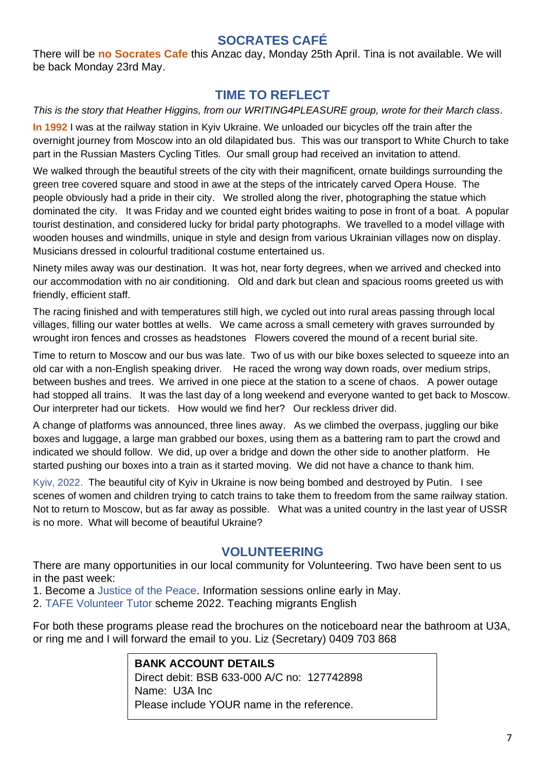## SOCRATES CAFÉ

There will be **no Socrates Cafe** this Anzac day, Monday 25th April. Tina is not available. We will be back Monday 23rd May.

## TIME TO REFLECT

*This is the story that Heather Higgins, from our WRITING4PLEASURE group, wrote for their March class.*

**In 1992** I was at the railway station in Kyiv Ukraine. We unloaded our bicycles off the train after the overnight journey from Moscow into an old dilapidated bus. This was our transport to White Church to take part in the Russian Masters Cycling Titles. Our small group had received an invitation to attend.

We walked through the beautiful streets of the city with their magnificent, ornate buildings surrounding the green tree covered square and stood in awe at the steps of the intricately carved Opera House. The people obviously had a pride in their city. We strolled along the river, photographing the statue which dominated the city. It was Friday and we counted eight brides waiting to pose in front of a boat. A popular tourist destination, and considered lucky for bridal party photographs. We travelled to a model village with wooden houses and windmills, unique in style and design from various Ukrainian villages now on display. Musicians dressed in colourful traditional costume entertained us.

Ninety miles away was our destination. It was hot, near forty degrees, when we arrived and checked into our accommodation with no air conditioning. Old and dark but clean and spacious rooms greeted us with friendly, efficient staff.

The racing finished and with temperatures still high, we cycled out into rural areas passing through local villages, filling our water bottles at wells. We came across a small cemetery with graves surrounded by wrought iron fences and crosses as headstones Flowers covered the mound of a recent burial site.

Time to return to Moscow and our bus was late. Two of us with our bike boxes selected to squeeze into an old car with a non-English speaking driver. He raced the wrong way down roads, over medium strips, between bushes and trees. We arrived in one piece at the station to a scene of chaos. A power outage had stopped all trains. It was the last day of a long weekend and everyone wanted to get back to Moscow. Our interpreter had our tickets. How would we find her? Our reckless driver did.

A change of platforms was announced, three lines away. As we climbed the overpass, juggling our bike boxes and luggage, a large man grabbed our boxes, using them as a battering ram to part the crowd and indicated we should follow. We did, up over a bridge and down the other side to another platform. He started pushing our boxes into a train as it started moving. We did not have a chance to thank him.

Kyiv, 2022. The beautiful city of Kyiv in Ukraine is now being bombed and destroyed by Putin. I see scenes of women and children trying to catch trains to take them to freedom from the same railway station. Not to return to Moscow, but as far away as possible. What was a united country in the last year of USSR is no more. What will become of beautiful Ukraine?

## VOLUNTEERING

There are many opportunities in our local community for Volunteering. Two have been sent to us in the past week:

1. Become a Justice of the Peace. Information sessions online early in May.
2. TAFE Volunteer Tutor scheme 2022. Teaching migrants English

For both these programs please read the brochures on the noticeboard near the bathroom at U3A, or ring me and I will forward the email to you. Liz (Secretary) 0409 703 868

**BANK ACCOUNT DETAILS**
Direct debit: BSB 633-000 A/C no: 127742898
Name: U3A Inc
Please include YOUR name in the reference.